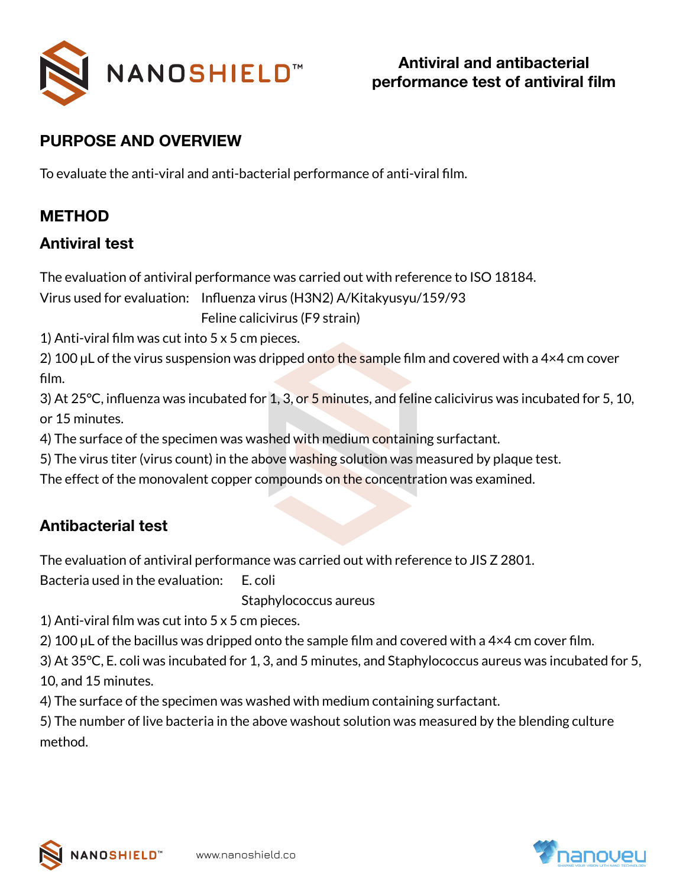# Antiviral and antibacterial performance test of antiviral film

## PURPOSE AND OVERVIEW

To evaluate the anti-viral and anti-bacterial performance of anti-viral film.

## METHOD

### Antiviral test

The evaluation of antiviral performance was carried out with reference to ISO 18184.

Virus used for evaluation: Influenza virus (H3N2) A/Kitakyusyu/159/93
Feline calicivirus (F9 strain)

1) Anti-viral film was cut into 5 x 5 cm pieces.
2) 100 μL of the virus suspension was dripped onto the sample film and covered with a 4×4 cm cover film.
3) At 25°C, influenza was incubated for 1, 3, or 5 minutes, and feline calicivirus was incubated for 5, 10, or 15 minutes.
4) The surface of the specimen was washed with medium containing surfactant.
5) The virus titer (virus count) in the above washing solution was measured by plaque test.

The effect of the monovalent copper compounds on the concentration was examined.

### Antibacterial test

The evaluation of antiviral performance was carried out with reference to JIS Z 2801.

Bacteria used in the evaluation: E. coli
Staphylococcus aureus

1) Anti-viral film was cut into 5 x 5 cm pieces.
2) 100 μL of the bacillus was dripped onto the sample film and covered with a 4×4 cm cover film.
3) At 35°C, E. coli was incubated for 1, 3, and 5 minutes, and Staphylococcus aureus was incubated for 5, 10, and 15 minutes.
4) The surface of the specimen was washed with medium containing surfactant.
5) The number of live bacteria in the above washout solution was measured by the blending culture method.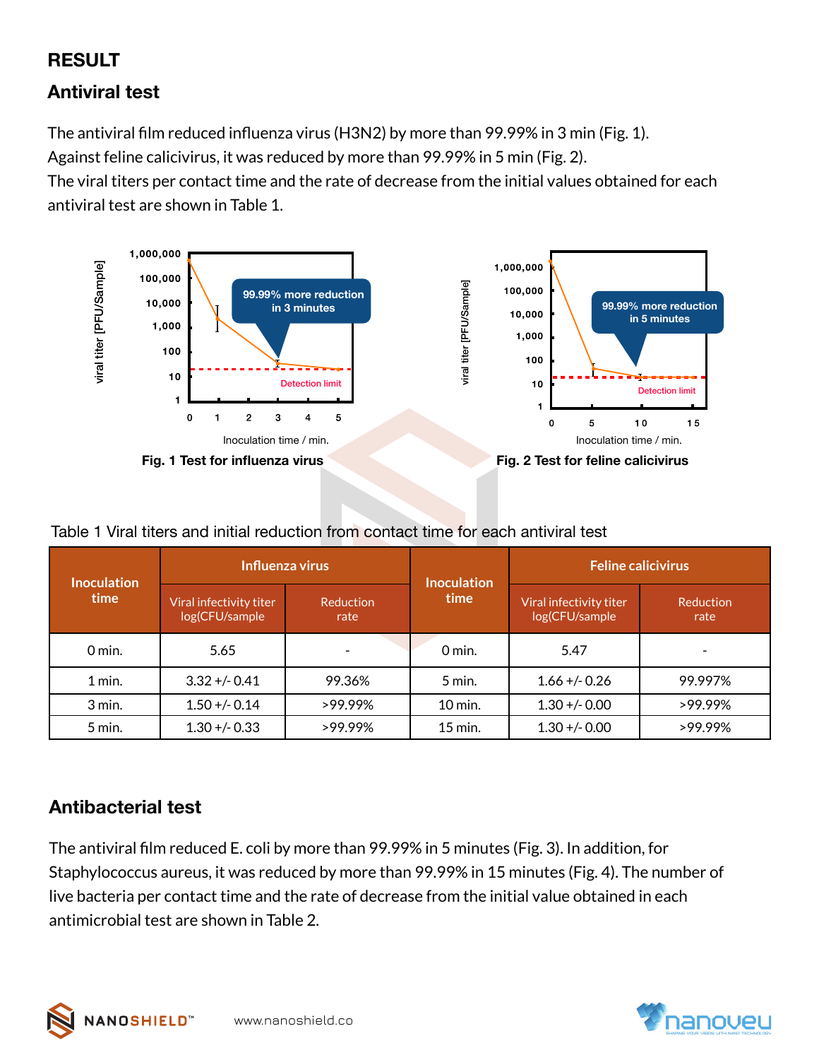# RESULT

## Antiviral test

The antiviral film reduced influenza virus (H3N2) by more than 99.99% in 3 min (Fig. 1).
Against feline calicivirus, it was reduced by more than 99.99% in 5 min (Fig. 2).
The viral titers per contact time and the rate of decrease from the initial values obtained for each antiviral test are shown in Table 1.

**Fig. 1 Test for influenza virus**

**Fig. 2 Test for feline calicivirus**

Table 1 Viral titers and initial reduction from contact time for each antiviral test

| Inoculation time | Influenza virus | | Inoculation time | Feline calicivirus | |
|---|---|---|---|---|---|
| | Viral infectivity titer log(CFU/sample | Reduction rate | | Viral infectivity titer log(CFU/sample | Reduction rate |
| 0 min. | 5.65 | - | 0 min. | 5.47 | - |
| 1 min. | 3.32 +/- 0.41 | 99.36% | 5 min. | 1.66 +/- 0.26 | 99.997% |
| 3 min. | 1.50 +/- 0.14 | >99.99% | 10 min. | 1.30 +/- 0.00 | >99.99% |
| 5 min. | 1.30 +/- 0.33 | >99.99% | 15 min. | 1.30 +/- 0.00 | >99.99% |

## Antibacterial test

The antiviral film reduced E. coli by more than 99.99% in 5 minutes (Fig. 3). In addition, for Staphylococcus aureus, it was reduced by more than 99.99% in 15 minutes (Fig. 4). The number of live bacteria per contact time and the rate of decrease from the initial value obtained in each antimicrobial test are shown in Table 2.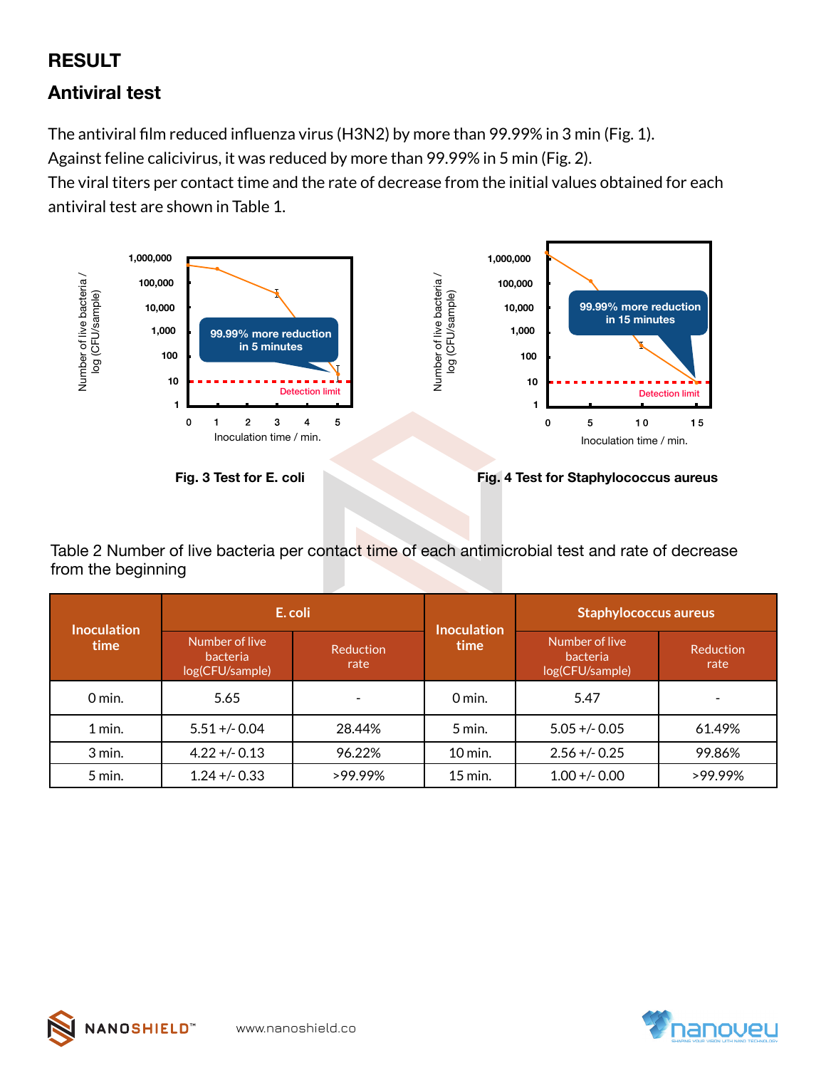## RESULT

### Antiviral test

The antiviral film reduced influenza virus (H3N2) by more than 99.99% in 3 min (Fig. 1).
Against feline calicivirus, it was reduced by more than 99.99% in 5 min (Fig. 2).
The viral titers per contact time and the rate of decrease from the initial values obtained for each antiviral test are shown in Table 1.

Number of live bacteria / log (CFU/sample)
1,000,000
100,000
10,000
1,000
100
10
1
0 1 2 3 4 5
Inoculation time / min.
99.99% more reduction in 5 minutes
Detection limit

Fig. 3 Test for E. coli

Number of live bacteria / log (CFU/sample)
1,000,000
100,000
10,000
1,000
100
10
1
0 5 10 15
Inoculation time / min.
99.99% more reduction in 15 minutes
Detection limit

Fig. 4 Test for Staphylococcus aureus

Table 2 Number of live bacteria per contact time of each antimicrobial test and rate of decrease from the beginning

| Inoculation time | E. coli | | Inoculation time | Staphylococcus aureus | |
|---|---|---|---|---|---|
| | Number of live bacteria log(CFU/sample) | Reduction rate | | Number of live bacteria log(CFU/sample) | Reduction rate |
| 0 min. | 5.65 | - | 0 min. | 5.47 | - |
| 1 min. | 5.51 +/- 0.04 | 28.44% | 5 min. | 5.05 +/- 0.05 | 61.49% |
| 3 min. | 4.22 +/- 0.13 | 96.22% | 10 min. | 2.56 +/- 0.25 | 99.86% |
| 5 min. | 1.24 +/- 0.33 | >99.99% | 15 min. | 1.00 +/- 0.00 | >99.99% |